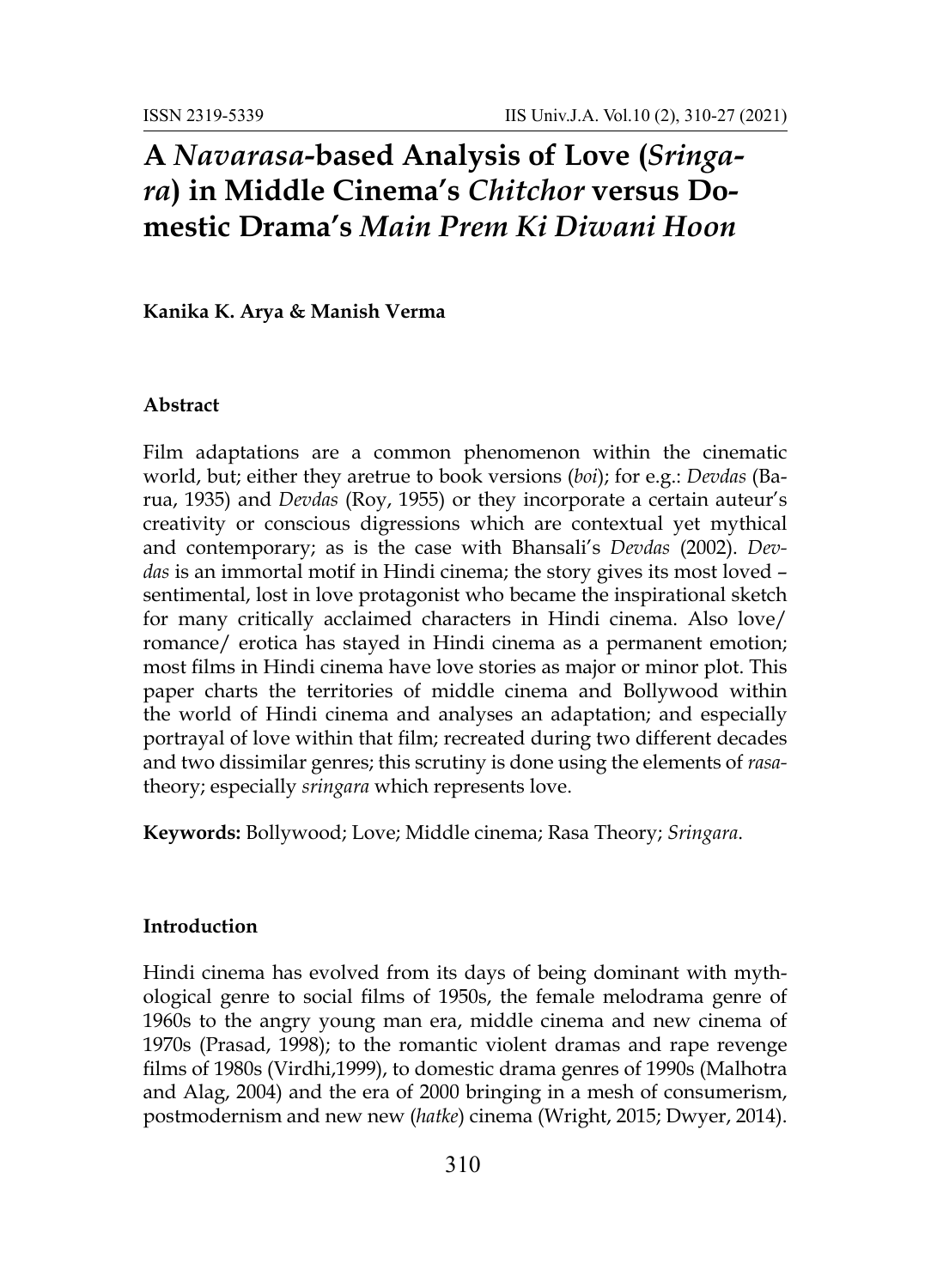# A *Navarasa*-based Analysis of Love (*Sringara*) in Middle Cinema's *Chitchor* versus Domestic Drama's *Main Prem Ki Diwani Hoon*

**Kanika K. Arya & Manish Verma**

### Abstract

Film adaptations are a common phenomenon within the cinematic world, but; either they aretrue to book versions (*boi*); for e.g.: *Devdas* (Barua, 1935) and *Devdas* (Roy, 1955) or they incorporate a certain auteur's creativity or conscious digressions which are contextual yet mythical and contemporary; as is the case with Bhansali's *Devdas* (2002). *Devdas* is an immortal motif in Hindi cinema; the story gives its most loved – sentimental, lost in love protagonist who became the inspirational sketch for many critically acclaimed characters in Hindi cinema. Also love/ romance/ erotica has stayed in Hindi cinema as a permanent emotion; most films in Hindi cinema have love stories as major or minor plot. This paper charts the territories of middle cinema and Bollywood within the world of Hindi cinema and analyses an adaptation; and especially portrayal of love within that film; recreated during two different decades and two dissimilar genres; this scrutiny is done using the elements of *rasa*-theory; especially *sringara* which represents love.

**Keywords:** Bollywood; Love; Middle cinema; Rasa Theory; *Sringara*.

### Introduction

Hindi cinema has evolved from its days of being dominant with mythological genre to social films of 1950s, the female melodrama genre of 1960s to the angry young man era, middle cinema and new cinema of 1970s (Prasad, 1998); to the romantic violent dramas and rape revenge films of 1980s (Virdhi,1999), to domestic drama genres of 1990s (Malhotra and Alag, 2004) and the era of 2000 bringing in a mesh of consumerism, postmodernism and new new (*hatke*) cinema (Wright, 2015; Dwyer, 2014).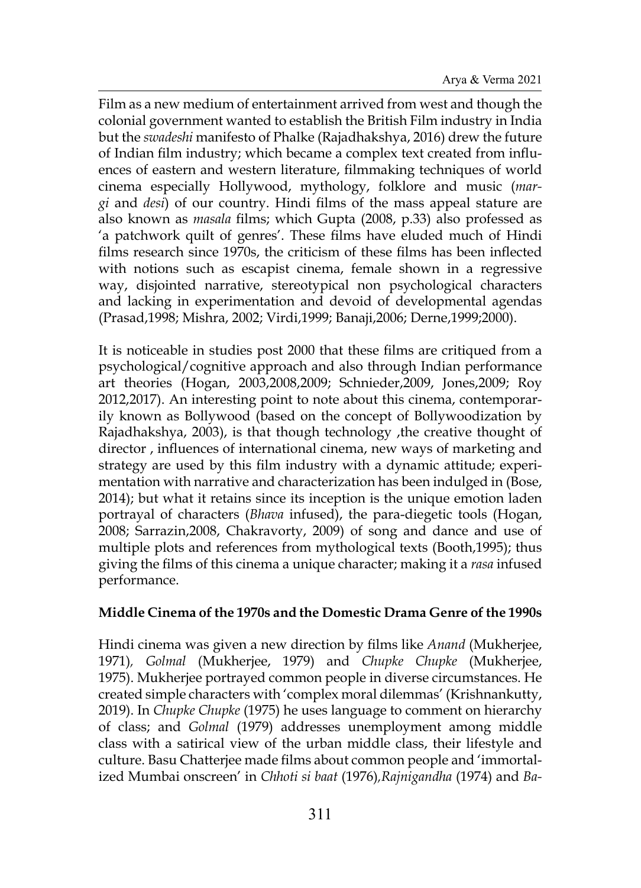Film as a new medium of entertainment arrived from west and though the colonial government wanted to establish the British Film industry in India but the *swadeshi* manifesto of Phalke (Rajadhakshya, 2016) drew the future of Indian film industry; which became a complex text created from influences of eastern and western literature, filmmaking techniques of world cinema especially Hollywood, mythology, folklore and music (*margi* and *desi*) of our country. Hindi films of the mass appeal stature are also known as *masala* films; which Gupta (2008, p.33) also professed as 'a patchwork quilt of genres'. These films have eluded much of Hindi films research since 1970s, the criticism of these films has been inflected with notions such as escapist cinema, female shown in a regressive way, disjointed narrative, stereotypical non psychological characters and lacking in experimentation and devoid of developmental agendas (Prasad,1998; Mishra, 2002; Virdi,1999; Banaji,2006; Derne,1999;2000).

It is noticeable in studies post 2000 that these films are critiqued from a psychological/cognitive approach and also through Indian performance art theories (Hogan, 2003,2008,2009; Schnieder,2009, Jones,2009; Roy 2012,2017). An interesting point to note about this cinema, contemporarily known as Bollywood (based on the concept of Bollywoodization by Rajadhakshya, 2003), is that though technology ,the creative thought of director , influences of international cinema, new ways of marketing and strategy are used by this film industry with a dynamic attitude; experimentation with narrative and characterization has been indulged in (Bose, 2014); but what it retains since its inception is the unique emotion laden portrayal of characters (*Bhava* infused), the para-diegetic tools (Hogan, 2008; Sarrazin,2008, Chakravorty, 2009) of song and dance and use of multiple plots and references from mythological texts (Booth,1995); thus giving the films of this cinema a unique character; making it a *rasa* infused performance.

## Middle Cinema of the 1970s and the Domestic Drama Genre of the 1990s

Hindi cinema was given a new direction by films like *Anand* (Mukherjee, 1971), *Golmal* (Mukherjee, 1979) and *Chupke Chupke* (Mukherjee, 1975). Mukherjee portrayed common people in diverse circumstances. He created simple characters with 'complex moral dilemmas' (Krishnankutty, 2019). In *Chupke Chupke* (1975) he uses language to comment on hierarchy of class; and *Golmal* (1979) addresses unemployment among middle class with a satirical view of the urban middle class, their lifestyle and culture. Basu Chatterjee made films about common people and 'immortalized Mumbai onscreen' in *Chhoti si baat* (1976),*Rajnigandha* (1974) and *Ba-*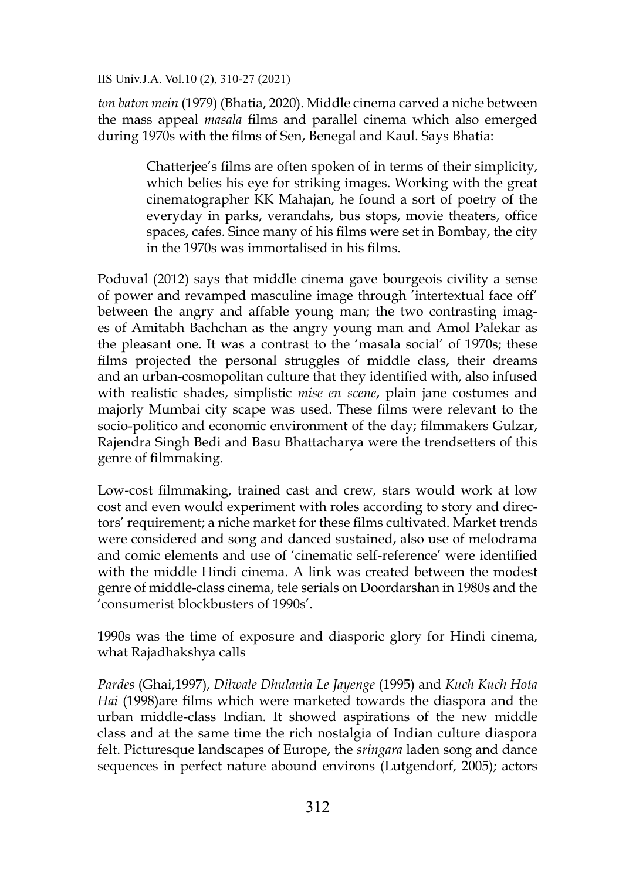*ton baton mein* (1979) (Bhatia, 2020). Middle cinema carved a niche between the mass appeal *masala* films and parallel cinema which also emerged during 1970s with the films of Sen, Benegal and Kaul. Says Bhatia:

> Chatterjee's films are often spoken of in terms of their simplicity, which belies his eye for striking images. Working with the great cinematographer KK Mahajan, he found a sort of poetry of the everyday in parks, verandahs, bus stops, movie theaters, office spaces, cafes. Since many of his films were set in Bombay, the city in the 1970s was immortalised in his films.

Poduval (2012) says that middle cinema gave bourgeois civility a sense of power and revamped masculine image through 'intertextual face off' between the angry and affable young man; the two contrasting images of Amitabh Bachchan as the angry young man and Amol Palekar as the pleasant one. It was a contrast to the 'masala social' of 1970s; these films projected the personal struggles of middle class, their dreams and an urban-cosmopolitan culture that they identified with, also infused with realistic shades, simplistic *mise en scene*, plain jane costumes and majorly Mumbai city scape was used. These films were relevant to the socio-politico and economic environment of the day; filmmakers Gulzar, Rajendra Singh Bedi and Basu Bhattacharya were the trendsetters of this genre of filmmaking.

Low-cost filmmaking, trained cast and crew, stars would work at low cost and even would experiment with roles according to story and directors' requirement; a niche market for these films cultivated. Market trends were considered and song and danced sustained, also use of melodrama and comic elements and use of 'cinematic self-reference' were identified with the middle Hindi cinema. A link was created between the modest genre of middle-class cinema, tele serials on Doordarshan in 1980s and the 'consumerist blockbusters of 1990s'.

1990s was the time of exposure and diasporic glory for Hindi cinema, what Rajadhakshya calls

*Pardes* (Ghai,1997), *Dilwale Dhulania Le Jayenge* (1995) and *Kuch Kuch Hota Hai* (1998)are films which were marketed towards the diaspora and the urban middle-class Indian. It showed aspirations of the new middle class and at the same time the rich nostalgia of Indian culture diaspora felt. Picturesque landscapes of Europe, the *sringara* laden song and dance sequences in perfect nature abound environs (Lutgendorf, 2005); actors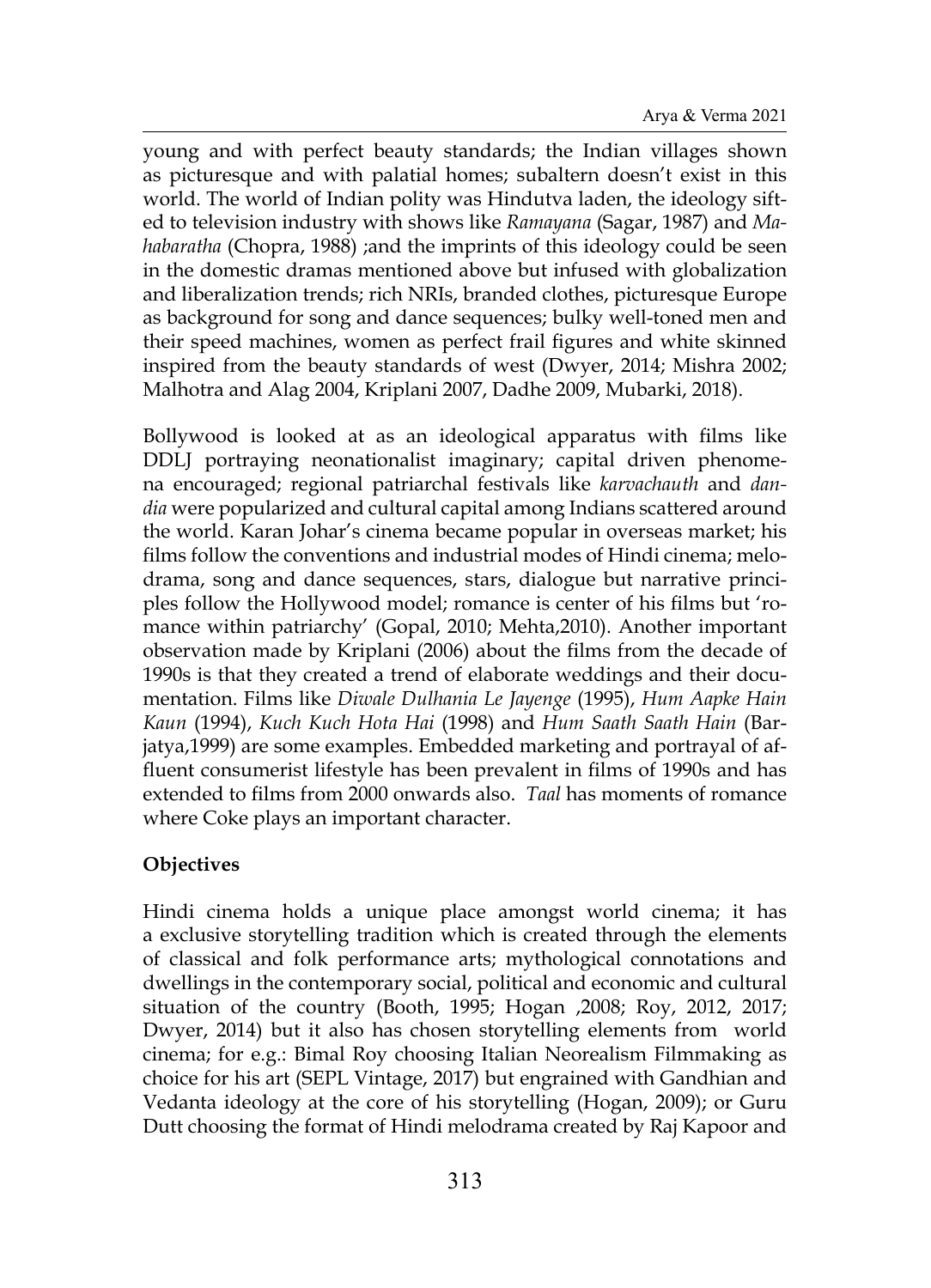young and with perfect beauty standards; the Indian villages shown as picturesque and with palatial homes; subaltern doesn't exist in this world. The world of Indian polity was Hindutva laden, the ideology sifted to television industry with shows like *Ramayana* (Sagar, 1987) and *Mahabaratha* (Chopra, 1988) ;and the imprints of this ideology could be seen in the domestic dramas mentioned above but infused with globalization and liberalization trends; rich NRIs, branded clothes, picturesque Europe as background for song and dance sequences; bulky well-toned men and their speed machines, women as perfect frail figures and white skinned inspired from the beauty standards of west (Dwyer, 2014; Mishra 2002; Malhotra and Alag 2004, Kriplani 2007, Dadhe 2009, Mubarki, 2018).

Bollywood is looked at as an ideological apparatus with films like DDLJ portraying neonationalist imaginary; capital driven phenomena encouraged; regional patriarchal festivals like *karvachauth* and *dandia* were popularized and cultural capital among Indians scattered around the world. Karan Johar's cinema became popular in overseas market; his films follow the conventions and industrial modes of Hindi cinema; melodrama, song and dance sequences, stars, dialogue but narrative principles follow the Hollywood model; romance is center of his films but 'romance within patriarchy' (Gopal, 2010; Mehta,2010). Another important observation made by Kriplani (2006) about the films from the decade of 1990s is that they created a trend of elaborate weddings and their documentation. Films like *Diwale Dulhania Le Jayenge* (1995), *Hum Aapke Hain Kaun* (1994), *Kuch Kuch Hota Hai* (1998) and *Hum Saath Saath Hain* (Barjatya,1999) are some examples. Embedded marketing and portrayal of affluent consumerist lifestyle has been prevalent in films of 1990s and has extended to films from 2000 onwards also. *Taal* has moments of romance where Coke plays an important character.

**Objectives**

Hindi cinema holds a unique place amongst world cinema; it has a exclusive storytelling tradition which is created through the elements of classical and folk performance arts; mythological connotations and dwellings in the contemporary social, political and economic and cultural situation of the country (Booth, 1995; Hogan ,2008; Roy, 2012, 2017; Dwyer, 2014) but it also has chosen storytelling elements from world cinema; for e.g.: Bimal Roy choosing Italian Neorealism Filmmaking as choice for his art (SEPL Vintage, 2017) but engrained with Gandhian and Vedanta ideology at the core of his storytelling (Hogan, 2009); or Guru Dutt choosing the format of Hindi melodrama created by Raj Kapoor and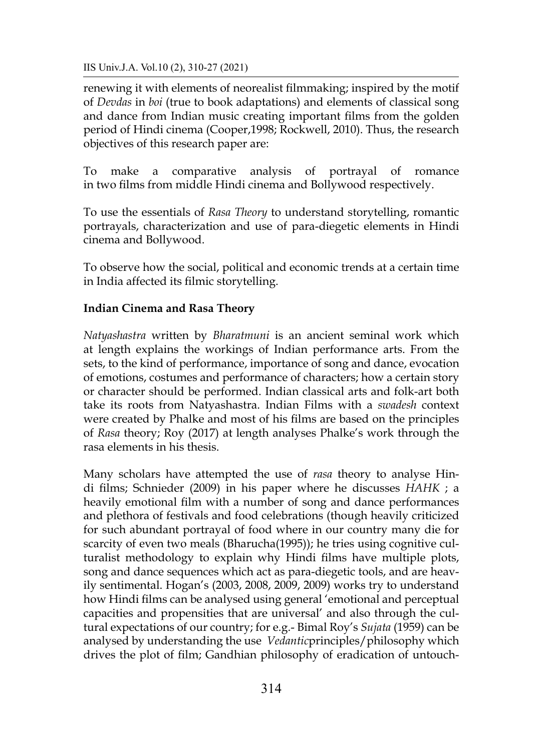renewing it with elements of neorealist filmmaking; inspired by the motif of *Devdas* in *boi* (true to book adaptations) and elements of classical song and dance from Indian music creating important films from the golden period of Hindi cinema (Cooper,1998; Rockwell, 2010). Thus, the research objectives of this research paper are:

To make a comparative analysis of portrayal of romance in two films from middle Hindi cinema and Bollywood respectively.

To use the essentials of *Rasa Theory* to understand storytelling, romantic portrayals, characterization and use of para-diegetic elements in Hindi cinema and Bollywood.

To observe how the social, political and economic trends at a certain time in India affected its filmic storytelling.

**Indian Cinema and Rasa Theory**

*Natyashastra* written by *Bharatmuni* is an ancient seminal work which at length explains the workings of Indian performance arts. From the sets, to the kind of performance, importance of song and dance, evocation of emotions, costumes and performance of characters; how a certain story or character should be performed. Indian classical arts and folk-art both take its roots from Natyashastra. Indian Films with a *swadesh* context were created by Phalke and most of his films are based on the principles of *Rasa* theory; Roy (2017) at length analyses Phalke's work through the rasa elements in his thesis.

Many scholars have attempted the use of *rasa* theory to analyse Hindi films; Schnieder (2009) in his paper where he discusses *HAHK* ; a heavily emotional film with a number of song and dance performances and plethora of festivals and food celebrations (though heavily criticized for such abundant portrayal of food where in our country many die for scarcity of even two meals (Bharucha(1995)); he tries using cognitive culturalist methodology to explain why Hindi films have multiple plots, song and dance sequences which act as para-diegetic tools, and are heavily sentimental. Hogan's (2003, 2008, 2009, 2009) works try to understand how Hindi films can be analysed using general 'emotional and perceptual capacities and propensities that are universal' and also through the cultural expectations of our country; for e.g.- Bimal Roy's *Sujata* (1959) can be analysed by understanding the use *Vedantic*principles/philosophy which drives the plot of film; Gandhian philosophy of eradication of untouch-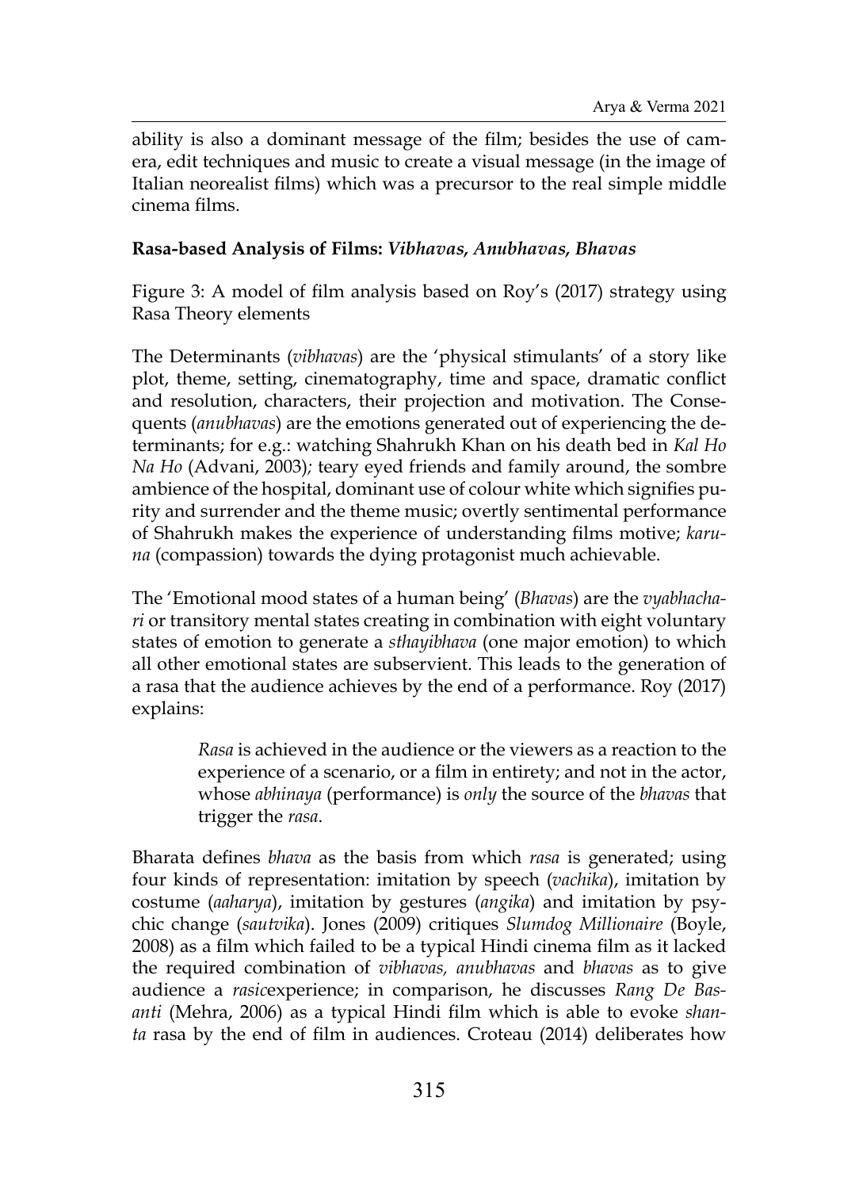ability is also a dominant message of the film; besides the use of camera, edit techniques and music to create a visual message (in the image of Italian neorealist films) which was a precursor to the real simple middle cinema films.

### Rasa-based Analysis of Films: *Vibhavas, Anubhavas, Bhavas*

Figure 3: A model of film analysis based on Roy's (2017) strategy using Rasa Theory elements

The Determinants (*vibhavas*) are the 'physical stimulants' of a story like plot, theme, setting, cinematography, time and space, dramatic conflict and resolution, characters, their projection and motivation. The Consequents (*anubhavas*) are the emotions generated out of experiencing the determinants; for e.g.: watching Shahrukh Khan on his death bed in *Kal Ho Na Ho* (Advani, 2003); teary eyed friends and family around, the sombre ambience of the hospital, dominant use of colour white which signifies purity and surrender and the theme music; overtly sentimental performance of Shahrukh makes the experience of understanding films motive; *karuna* (compassion) towards the dying protagonist much achievable.

The 'Emotional mood states of a human being' (*Bhavas*) are the *vyabhachari* or transitory mental states creating in combination with eight voluntary states of emotion to generate a *sthayibhava* (one major emotion) to which all other emotional states are subservient. This leads to the generation of a rasa that the audience achieves by the end of a performance. Roy (2017) explains:

> *Rasa* is achieved in the audience or the viewers as a reaction to the experience of a scenario, or a film in entirety; and not in the actor, whose *abhinaya* (performance) is *only* the source of the *bhavas* that trigger the *rasa*.

Bharata defines *bhava* as the basis from which *rasa* is generated; using four kinds of representation: imitation by speech (*vachika*), imitation by costume (*aaharya*), imitation by gestures (*angika*) and imitation by psychic change (*sautvika*). Jones (2009) critiques *Slumdog Millionaire* (Boyle, 2008) as a film which failed to be a typical Hindi cinema film as it lacked the required combination of *vibhavas, anubhavas* and *bhavas* as to give audience a *rasic*experience; in comparison, he discusses *Rang De Basanti* (Mehra, 2006) as a typical Hindi film which is able to evoke *shanta* rasa by the end of film in audiences. Croteau (2014) deliberates how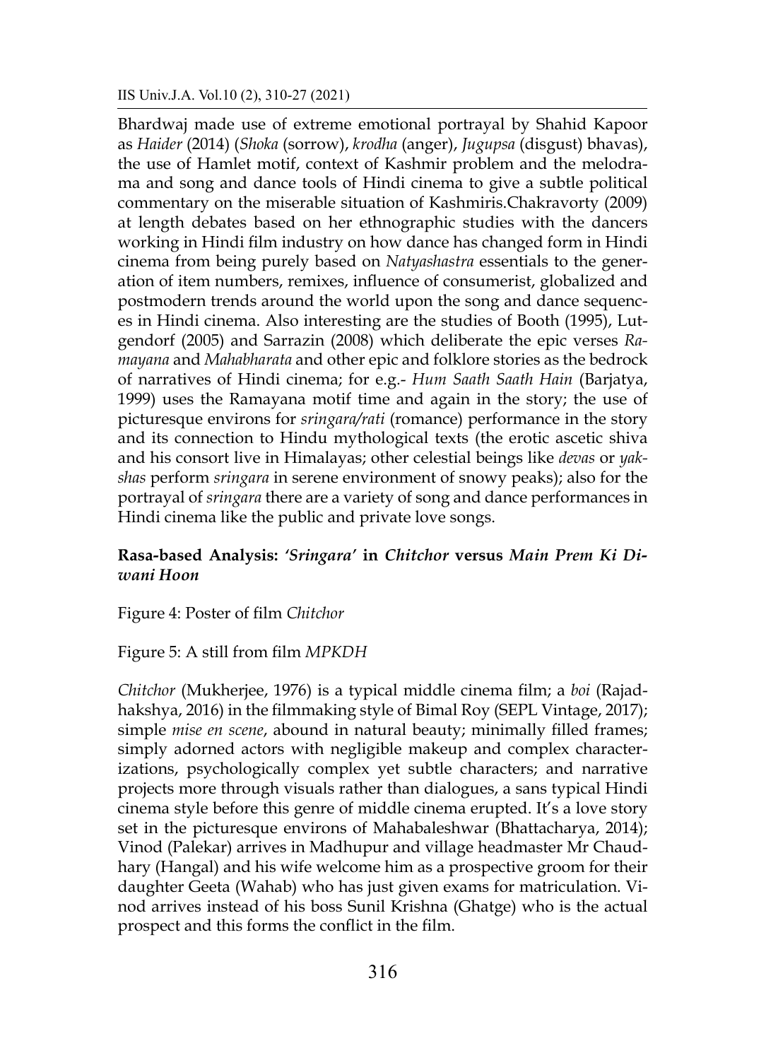Bhardwaj made use of extreme emotional portrayal by Shahid Kapoor as *Haider* (2014) (*Shoka* (sorrow), *krodha* (anger), *Jugupsa* (disgust) bhavas), the use of Hamlet motif, context of Kashmir problem and the melodrama and song and dance tools of Hindi cinema to give a subtle political commentary on the miserable situation of Kashmiris.Chakravorty (2009) at length debates based on her ethnographic studies with the dancers working in Hindi film industry on how dance has changed form in Hindi cinema from being purely based on *Natyashastra* essentials to the generation of item numbers, remixes, influence of consumerist, globalized and postmodern trends around the world upon the song and dance sequences in Hindi cinema. Also interesting are the studies of Booth (1995), Lutgendorf (2005) and Sarrazin (2008) which deliberate the epic verses *Ramayana* and *Mahabharata* and other epic and folklore stories as the bedrock of narratives of Hindi cinema; for e.g.- *Hum Saath Saath Hain* (Barjatya, 1999) uses the Ramayana motif time and again in the story; the use of picturesque environs for *sringara/rati* (romance) performance in the story and its connection to Hindu mythological texts (the erotic ascetic shiva and his consort live in Himalayas; other celestial beings like *devas* or *yakshas* perform *sringara* in serene environment of snowy peaks); also for the portrayal of *sringara* there are a variety of song and dance performances in Hindi cinema like the public and private love songs.

## Rasa-based Analysis: *'Sringara'* in *Chitchor* versus *Main Prem Ki Diwani Hoon*

Figure 4: Poster of film *Chitchor*

Figure 5: A still from film *MPKDH*

*Chitchor* (Mukherjee, 1976) is a typical middle cinema film; a *boi* (Rajadhakshya, 2016) in the filmmaking style of Bimal Roy (SEPL Vintage, 2017); simple *mise en scene*, abound in natural beauty; minimally filled frames; simply adorned actors with negligible makeup and complex characterizations, psychologically complex yet subtle characters; and narrative projects more through visuals rather than dialogues, a sans typical Hindi cinema style before this genre of middle cinema erupted. It's a love story set in the picturesque environs of Mahabaleshwar (Bhattacharya, 2014); Vinod (Palekar) arrives in Madhupur and village headmaster Mr Chaudhary (Hangal) and his wife welcome him as a prospective groom for their daughter Geeta (Wahab) who has just given exams for matriculation. Vinod arrives instead of his boss Sunil Krishna (Ghatge) who is the actual prospect and this forms the conflict in the film.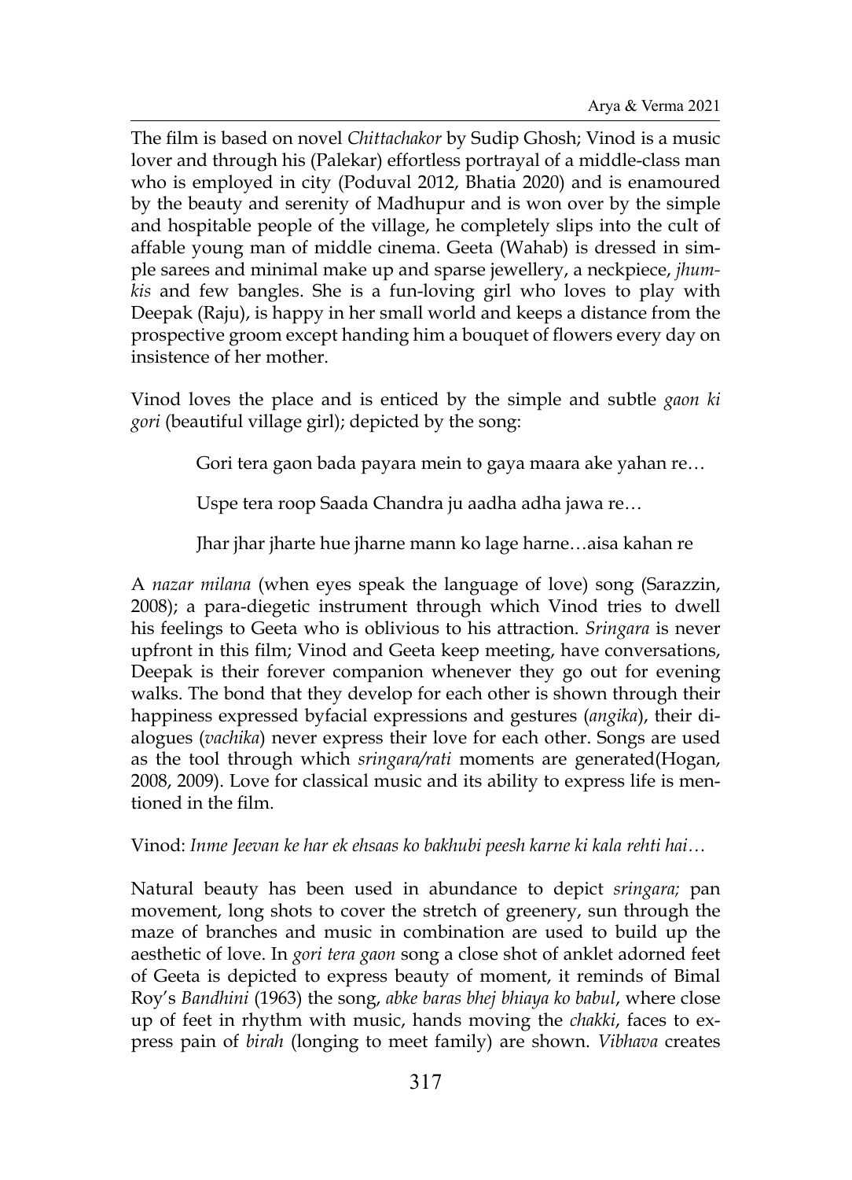The film is based on novel *Chittachakor* by Sudip Ghosh; Vinod is a music lover and through his (Palekar) effortless portrayal of a middle-class man who is employed in city (Poduval 2012, Bhatia 2020) and is enamoured by the beauty and serenity of Madhupur and is won over by the simple and hospitable people of the village, he completely slips into the cult of affable young man of middle cinema. Geeta (Wahab) is dressed in simple sarees and minimal make up and sparse jewellery, a neckpiece, *jhumkis* and few bangles. She is a fun-loving girl who loves to play with Deepak (Raju), is happy in her small world and keeps a distance from the prospective groom except handing him a bouquet of flowers every day on insistence of her mother.

Vinod loves the place and is enticed by the simple and subtle *gaon ki gori* (beautiful village girl); depicted by the song:

> Gori tera gaon bada payara mein to gaya maara ake yahan re…
>
> Uspe tera roop Saada Chandra ju aadha adha jawa re…
>
> Jhar jhar jharte hue jharne mann ko lage harne…aisa kahan re

A *nazar milana* (when eyes speak the language of love) song (Sarazzin, 2008); a para-diegetic instrument through which Vinod tries to dwell his feelings to Geeta who is oblivious to his attraction. *Sringara* is never upfront in this film; Vinod and Geeta keep meeting, have conversations, Deepak is their forever companion whenever they go out for evening walks. The bond that they develop for each other is shown through their happiness expressed byfacial expressions and gestures (*angika*), their dialogues (*vachika*) never express their love for each other. Songs are used as the tool through which *sringara/rati* moments are generated(Hogan, 2008, 2009). Love for classical music and its ability to express life is mentioned in the film.

Vinod: *Inme Jeevan ke har ek ehsaas ko bakhubi peesh karne ki kala rehti hai…*

Natural beauty has been used in abundance to depict *sringara;* pan movement, long shots to cover the stretch of greenery, sun through the maze of branches and music in combination are used to build up the aesthetic of love. In *gori tera gaon* song a close shot of anklet adorned feet of Geeta is depicted to express beauty of moment, it reminds of Bimal Roy's *Bandhini* (1963) the song, *abke baras bhej bhiaya ko babul*, where close up of feet in rhythm with music, hands moving the *chakki*, faces to express pain of *birah* (longing to meet family) are shown. *Vibhava* creates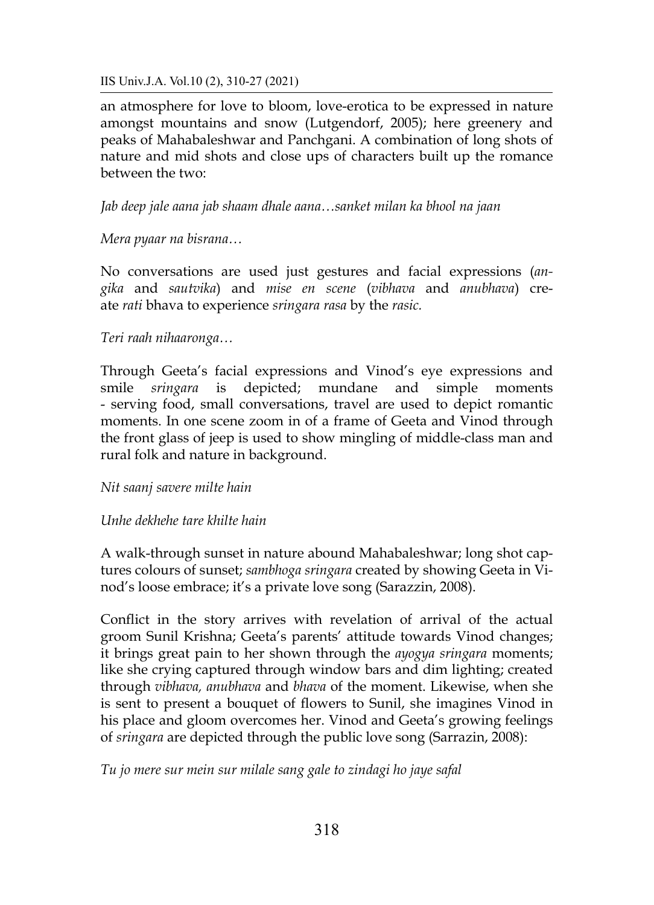an atmosphere for love to bloom, love-erotica to be expressed in nature amongst mountains and snow (Lutgendorf, 2005); here greenery and peaks of Mahabaleshwar and Panchgani. A combination of long shots of nature and mid shots and close ups of characters built up the romance between the two:

*Jab deep jale aana jab shaam dhale aana…sanket milan ka bhool na jaan*

*Mera pyaar na bisrana…*

No conversations are used just gestures and facial expressions (*angika* and *sautvika*) and *mise en scene* (*vibhava* and *anubhava*) create *rati* bhava to experience *sringara rasa* by the *rasic.*

*Teri raah nihaaronga…*

Through Geeta's facial expressions and Vinod's eye expressions and smile *sringara* is depicted; mundane and simple moments - serving food, small conversations, travel are used to depict romantic moments. In one scene zoom in of a frame of Geeta and Vinod through the front glass of jeep is used to show mingling of middle-class man and rural folk and nature in background.

*Nit saanj savere milte hain*

*Unhe dekhehe tare khilte hain*

A walk-through sunset in nature abound Mahabaleshwar; long shot captures colours of sunset; *sambhoga sringara* created by showing Geeta in Vinod's loose embrace; it's a private love song (Sarazzin, 2008).

Conflict in the story arrives with revelation of arrival of the actual groom Sunil Krishna; Geeta's parents' attitude towards Vinod changes; it brings great pain to her shown through the *ayogya sringara* moments; like she crying captured through window bars and dim lighting; created through *vibhava, anubhava* and *bhava* of the moment. Likewise, when she is sent to present a bouquet of flowers to Sunil, she imagines Vinod in his place and gloom overcomes her. Vinod and Geeta's growing feelings of *sringara* are depicted through the public love song (Sarrazin, 2008):

*Tu jo mere sur mein sur milale sang gale to zindagi ho jaye safal*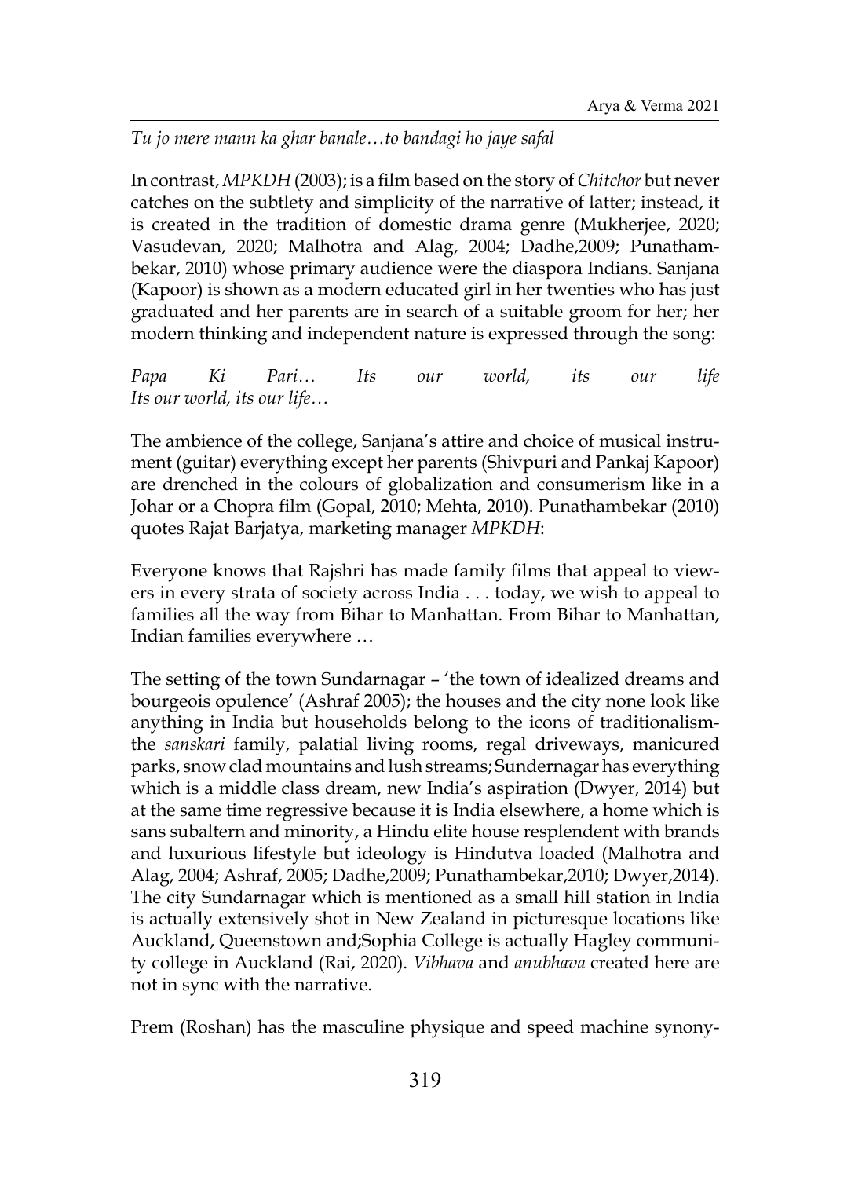*Tu jo mere mann ka ghar banale…to bandagi ho jaye safal*

In contrast, *MPKDH* (2003); is a film based on the story of *Chitchor* but never catches on the subtlety and simplicity of the narrative of latter; instead, it is created in the tradition of domestic drama genre (Mukherjee, 2020; Vasudevan, 2020; Malhotra and Alag, 2004; Dadhe,2009; Punathambekar, 2010) whose primary audience were the diaspora Indians. Sanjana (Kapoor) is shown as a modern educated girl in her twenties who has just graduated and her parents are in search of a suitable groom for her; her modern thinking and independent nature is expressed through the song:

*Papa Ki Pari… Its our world, its our life*
*Its our world, its our life…*

The ambience of the college, Sanjana's attire and choice of musical instrument (guitar) everything except her parents (Shivpuri and Pankaj Kapoor) are drenched in the colours of globalization and consumerism like in a Johar or a Chopra film (Gopal, 2010; Mehta, 2010). Punathambekar (2010) quotes Rajat Barjatya, marketing manager *MPKDH*:

Everyone knows that Rajshri has made family films that appeal to viewers in every strata of society across India . . . today, we wish to appeal to families all the way from Bihar to Manhattan. From Bihar to Manhattan, Indian families everywhere …

The setting of the town Sundarnagar – 'the town of idealized dreams and bourgeois opulence' (Ashraf 2005); the houses and the city none look like anything in India but households belong to the icons of traditionalism-the *sanskari* family, palatial living rooms, regal driveways, manicured parks, snow clad mountains and lush streams; Sundernagar has everything which is a middle class dream, new India's aspiration (Dwyer, 2014) but at the same time regressive because it is India elsewhere, a home which is sans subaltern and minority, a Hindu elite house resplendent with brands and luxurious lifestyle but ideology is Hindutva loaded (Malhotra and Alag, 2004; Ashraf, 2005; Dadhe,2009; Punathambekar,2010; Dwyer,2014). The city Sundarnagar which is mentioned as a small hill station in India is actually extensively shot in New Zealand in picturesque locations like Auckland, Queenstown and;Sophia College is actually Hagley community college in Auckland (Rai, 2020). *Vibhava* and *anubhava* created here are not in sync with the narrative.

Prem (Roshan) has the masculine physique and speed machine synony-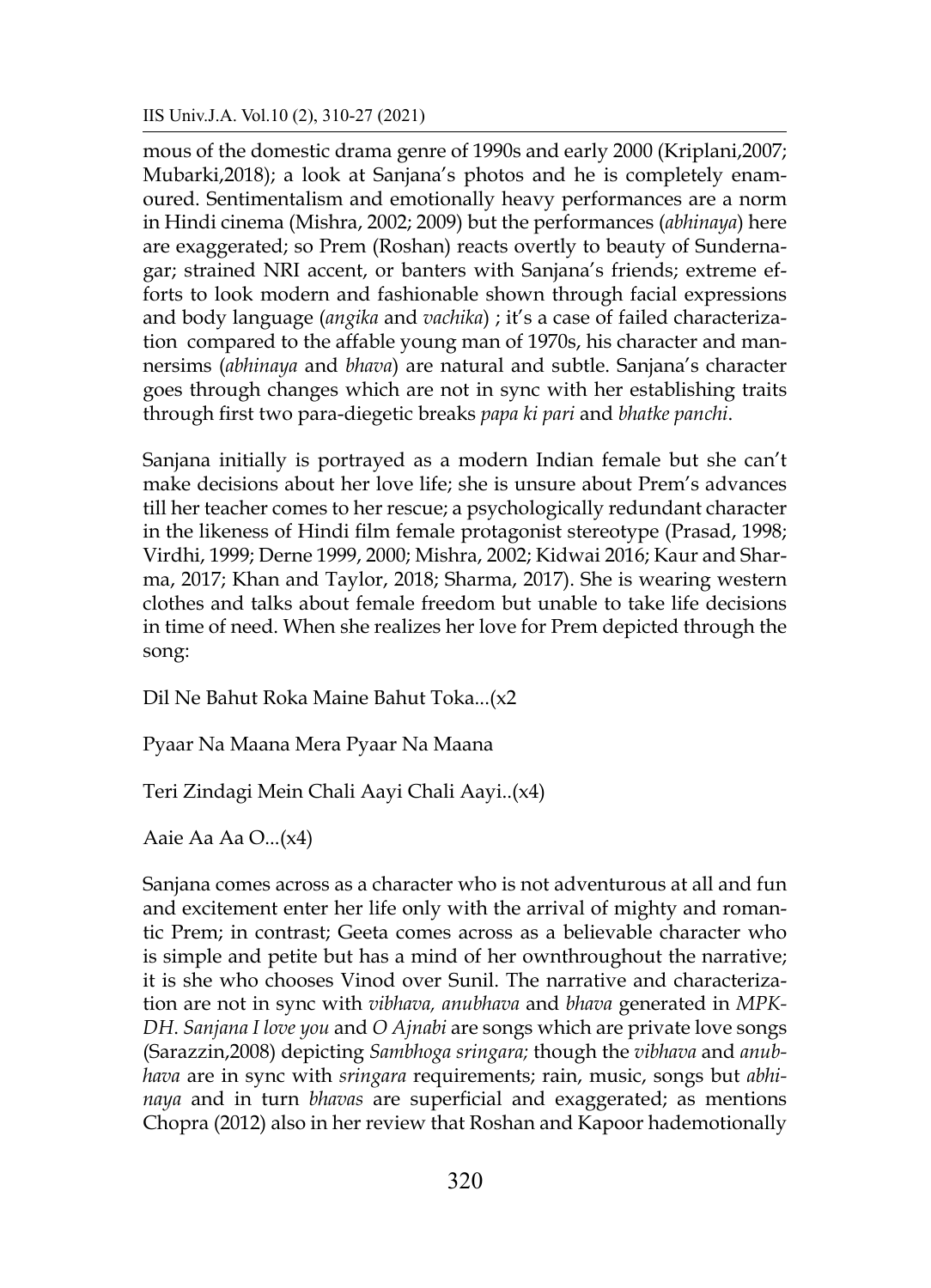mous of the domestic drama genre of 1990s and early 2000 (Kriplani,2007; Mubarki,2018); a look at Sanjana's photos and he is completely enamoured. Sentimentalism and emotionally heavy performances are a norm in Hindi cinema (Mishra, 2002; 2009) but the performances (*abhinaya*) here are exaggerated; so Prem (Roshan) reacts overtly to beauty of Sundernagar; strained NRI accent, or banters with Sanjana's friends; extreme efforts to look modern and fashionable shown through facial expressions and body language (*angika* and *vachika*) ; it's a case of failed characterization compared to the affable young man of 1970s, his character and mannersims (*abhinaya* and *bhava*) are natural and subtle. Sanjana's character goes through changes which are not in sync with her establishing traits through first two para-diegetic breaks *papa ki pari* and *bhatke panchi*.

Sanjana initially is portrayed as a modern Indian female but she can't make decisions about her love life; she is unsure about Prem's advances till her teacher comes to her rescue; a psychologically redundant character in the likeness of Hindi film female protagonist stereotype (Prasad, 1998; Virdhi, 1999; Derne 1999, 2000; Mishra, 2002; Kidwai 2016; Kaur and Sharma, 2017; Khan and Taylor, 2018; Sharma, 2017). She is wearing western clothes and talks about female freedom but unable to take life decisions in time of need. When she realizes her love for Prem depicted through the song:

Dil Ne Bahut Roka Maine Bahut Toka...(x2

Pyaar Na Maana Mera Pyaar Na Maana

Teri Zindagi Mein Chali Aayi Chali Aayi..(x4)

Aaie Aa Aa O...(x4)

Sanjana comes across as a character who is not adventurous at all and fun and excitement enter her life only with the arrival of mighty and romantic Prem; in contrast; Geeta comes across as a believable character who is simple and petite but has a mind of her ownthroughout the narrative; it is she who chooses Vinod over Sunil. The narrative and characterization are not in sync with *vibhava, anubhava* and *bhava* generated in *MPKDH*. *Sanjana I love you* and *O Ajnabi* are songs which are private love songs (Sarazzin,2008) depicting *Sambhoga sringara;* though the *vibhava* and *anubhava* are in sync with *sringara* requirements; rain, music, songs but *abhinaya* and in turn *bhavas* are superficial and exaggerated; as mentions Chopra (2012) also in her review that Roshan and Kapoor hademotionally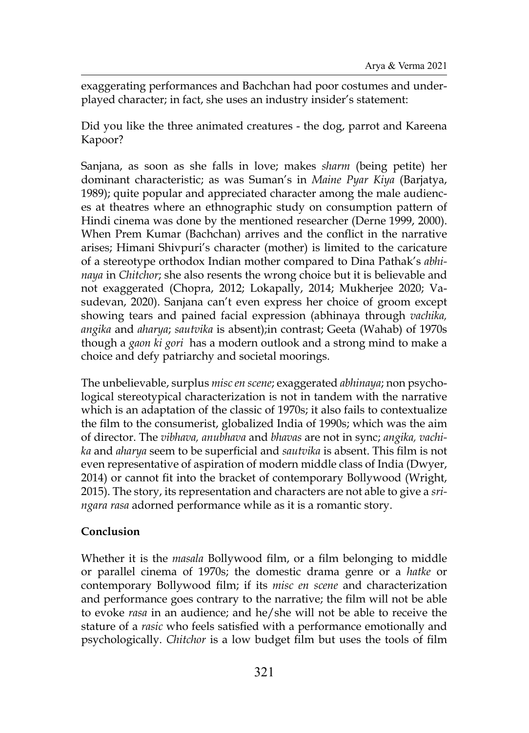exaggerating performances and Bachchan had poor costumes and under-played character; in fact, she uses an industry insider's statement:

Did you like the three animated creatures - the dog, parrot and Kareena Kapoor?

Sanjana, as soon as she falls in love; makes *sharm* (being petite) her dominant characteristic; as was Suman's in *Maine Pyar Kiya* (Barjatya, 1989); quite popular and appreciated character among the male audiences at theatres where an ethnographic study on consumption pattern of Hindi cinema was done by the mentioned researcher (Derne 1999, 2000). When Prem Kumar (Bachchan) arrives and the conflict in the narrative arises; Himani Shivpuri's character (mother) is limited to the caricature of a stereotype orthodox Indian mother compared to Dina Pathak's *abhinaya* in *Chitchor*; she also resents the wrong choice but it is believable and not exaggerated (Chopra, 2012; Lokapally, 2014; Mukherjee 2020; Vasudevan, 2020). Sanjana can't even express her choice of groom except showing tears and pained facial expression (abhinaya through *vachika, angika* and *aharya*; *sautvika* is absent);in contrast; Geeta (Wahab) of 1970s though a *gaon ki gori* has a modern outlook and a strong mind to make a choice and defy patriarchy and societal moorings.

The unbelievable, surplus *misc en scene*; exaggerated *abhinaya*; non psychological stereotypical characterization is not in tandem with the narrative which is an adaptation of the classic of 1970s; it also fails to contextualize the film to the consumerist, globalized India of 1990s; which was the aim of director. The *vibhava, anubhava* and *bhavas* are not in sync; *angika, vachika* and *aharya* seem to be superficial and *sautvika* is absent. This film is not even representative of aspiration of modern middle class of India (Dwyer, 2014) or cannot fit into the bracket of contemporary Bollywood (Wright, 2015). The story, its representation and characters are not able to give a *sringara rasa* adorned performance while as it is a romantic story.

**Conclusion**

Whether it is the *masala* Bollywood film, or a film belonging to middle or parallel cinema of 1970s; the domestic drama genre or a *hatke* or contemporary Bollywood film; if its *misc en scene* and characterization and performance goes contrary to the narrative; the film will not be able to evoke *rasa* in an audience; and he/she will not be able to receive the stature of a *rasic* who feels satisfied with a performance emotionally and psychologically. *Chitchor* is a low budget film but uses the tools of film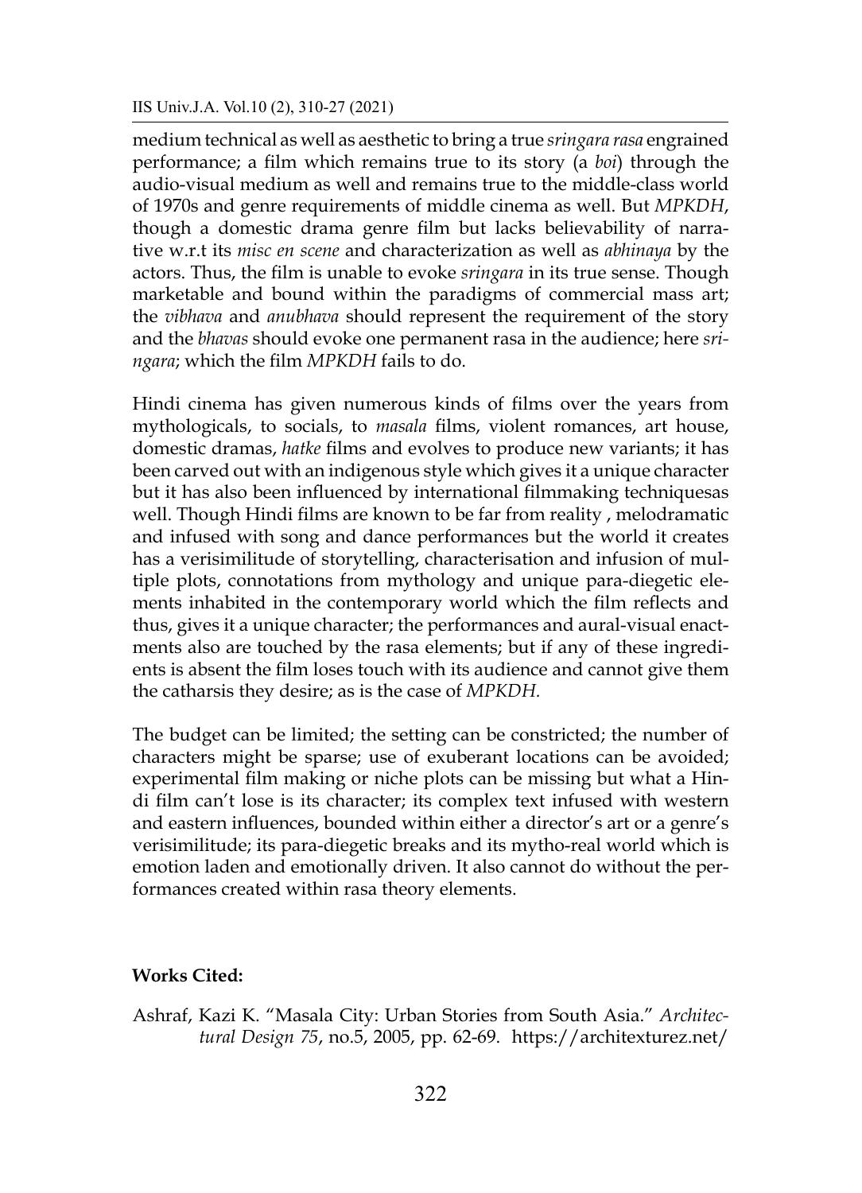medium technical as well as aesthetic to bring a true *sringara rasa* engrained performance; a film which remains true to its story (a *boi*) through the audio-visual medium as well and remains true to the middle-class world of 1970s and genre requirements of middle cinema as well. But *MPKDH*, though a domestic drama genre film but lacks believability of narrative w.r.t its *misc en scene* and characterization as well as *abhinaya* by the actors. Thus, the film is unable to evoke *sringara* in its true sense. Though marketable and bound within the paradigms of commercial mass art; the *vibhava* and *anubhava* should represent the requirement of the story and the *bhavas* should evoke one permanent rasa in the audience; here *sringara*; which the film *MPKDH* fails to do.

Hindi cinema has given numerous kinds of films over the years from mythologicals, to socials, to *masala* films, violent romances, art house, domestic dramas, *hatke* films and evolves to produce new variants; it has been carved out with an indigenous style which gives it a unique character but it has also been influenced by international filmmaking techniquesas well. Though Hindi films are known to be far from reality , melodramatic and infused with song and dance performances but the world it creates has a verisimilitude of storytelling, characterisation and infusion of multiple plots, connotations from mythology and unique para-diegetic elements inhabited in the contemporary world which the film reflects and thus, gives it a unique character; the performances and aural-visual enactments also are touched by the rasa elements; but if any of these ingredients is absent the film loses touch with its audience and cannot give them the catharsis they desire; as is the case of *MPKDH.*

The budget can be limited; the setting can be constricted; the number of characters might be sparse; use of exuberant locations can be avoided; experimental film making or niche plots can be missing but what a Hindi film can't lose is its character; its complex text infused with western and eastern influences, bounded within either a director's art or a genre's verisimilitude; its para-diegetic breaks and its mytho-real world which is emotion laden and emotionally driven. It also cannot do without the performances created within rasa theory elements.

**Works Cited:**

Ashraf, Kazi K. "Masala City: Urban Stories from South Asia." *Architectural Design 75*, no.5, 2005, pp. 62-69. https://architexturez.net/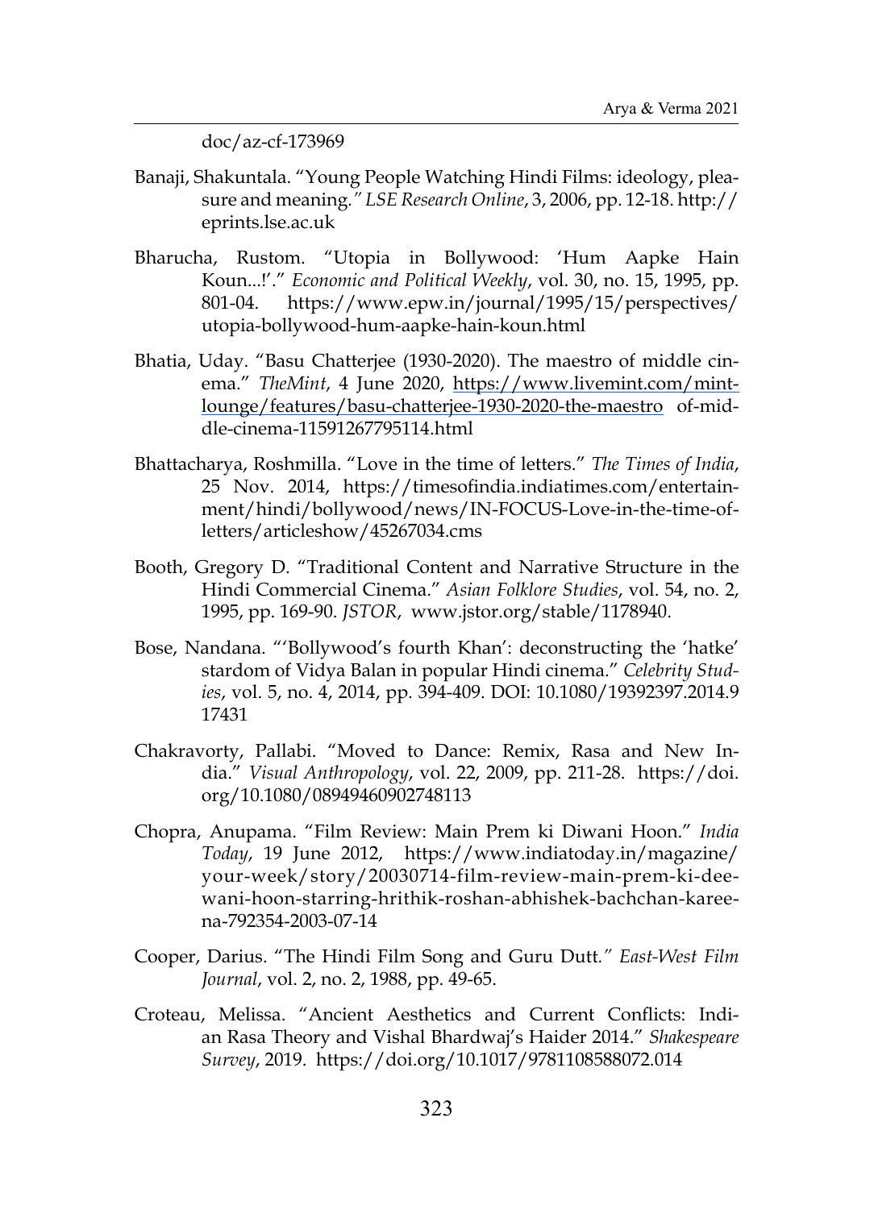doc/az-cf-173969

Banaji, Shakuntala. "Young People Watching Hindi Films: ideology, pleasure and meaning." *LSE Research Online*, 3, 2006, pp. 12-18. http://eprints.lse.ac.uk

Bharucha, Rustom. "Utopia in Bollywood: 'Hum Aapke Hain Koun...!'." *Economic and Political Weekly*, vol. 30, no. 15, 1995, pp. 801-04. https://www.epw.in/journal/1995/15/perspectives/utopia-bollywood-hum-aapke-hain-koun.html

Bhatia, Uday. "Basu Chatterjee (1930-2020). The maestro of middle cinema." *TheMint*, 4 June 2020, https://www.livemint.com/mint-lounge/features/basu-chatterjee-1930-2020-the-maestro of-middle-cinema-11591267795114.html

Bhattacharya, Roshmilla. "Love in the time of letters." *The Times of India*, 25 Nov. 2014, https://timesofindia.indiatimes.com/entertainment/hindi/bollywood/news/IN-FOCUS-Love-in-the-time-of-letters/articleshow/45267034.cms

Booth, Gregory D. "Traditional Content and Narrative Structure in the Hindi Commercial Cinema." *Asian Folklore Studies*, vol. 54, no. 2, 1995, pp. 169-90. *JSTOR*, www.jstor.org/stable/1178940.

Bose, Nandana. "'Bollywood's fourth Khan': deconstructing the 'hatke' stardom of Vidya Balan in popular Hindi cinema." *Celebrity Studies*, vol. 5, no. 4, 2014, pp. 394-409. DOI: 10.1080/19392397.2014.917431

Chakravorty, Pallabi. "Moved to Dance: Remix, Rasa and New India." *Visual Anthropology*, vol. 22, 2009, pp. 211-28. https://doi.org/10.1080/08949460902748113

Chopra, Anupama. "Film Review: Main Prem ki Diwani Hoon." *India Today*, 19 June 2012, https://www.indiatoday.in/magazine/your-week/story/20030714-film-review-main-prem-ki-deewani-hoon-starring-hrithik-roshan-abhishek-bachchan-kareena-792354-2003-07-14

Cooper, Darius. "The Hindi Film Song and Guru Dutt." *East-West Film Journal*, vol. 2, no. 2, 1988, pp. 49-65.

Croteau, Melissa. "Ancient Aesthetics and Current Conflicts: Indian Rasa Theory and Vishal Bhardwaj's Haider 2014." *Shakespeare Survey*, 2019. https://doi.org/10.1017/9781108588072.014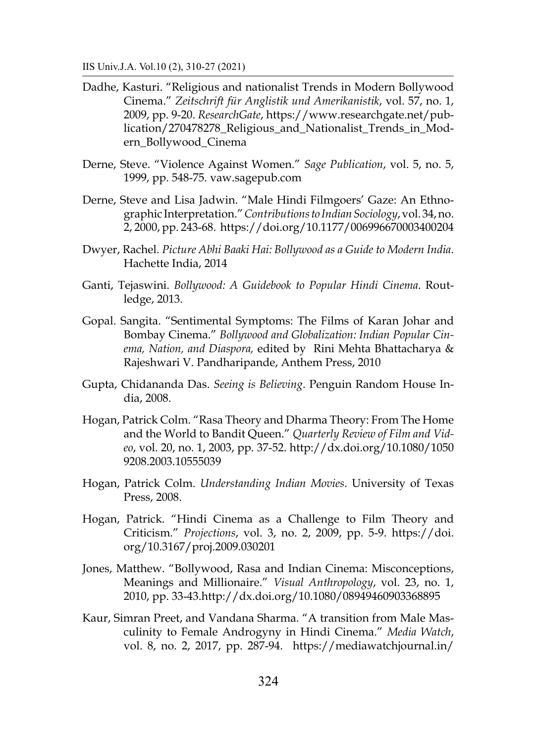Dadhe, Kasturi. "Religious and nationalist Trends in Modern Bollywood Cinema." *Zeitschrift für Anglistik und Amerikanistik*, vol. 57, no. 1, 2009, pp. 9-20. *ResearchGate*, https://www.researchgate.net/publication/270478278_Religious_and_Nationalist_Trends_in_Modern_Bollywood_Cinema

Derne, Steve. "Violence Against Women." *Sage Publication*, vol. 5, no. 5, 1999, pp. 548-75. vaw.sagepub.com

Derne, Steve and Lisa Jadwin. "Male Hindi Filmgoers' Gaze: An Ethnographic Interpretation." *Contributions to Indian Sociology*, vol. 34, no. 2, 2000, pp. 243-68. https://doi.org/10.1177/006996670003400204

Dwyer, Rachel. *Picture Abhi Baaki Hai: Bollywood as a Guide to Modern India*. Hachette India, 2014

Ganti, Tejaswini. *Bollywood: A Guidebook to Popular Hindi Cinema*. Routledge, 2013.

Gopal. Sangita. "Sentimental Symptoms: The Films of Karan Johar and Bombay Cinema." *Bollywood and Globalization: Indian Popular Cinema, Nation, and Diaspora,* edited by Rini Mehta Bhattacharya & Rajeshwari V. Pandharipande, Anthem Press, 2010

Gupta, Chidananda Das. *Seeing is Believing*. Penguin Random House India, 2008.

Hogan, Patrick Colm. "Rasa Theory and Dharma Theory: From The Home and the World to Bandit Queen." *Quarterly Review of Film and Video*, vol. 20, no. 1, 2003, pp. 37-52. http://dx.doi.org/10.1080/10509208.2003.10555039

Hogan, Patrick Colm. *Understanding Indian Movies*. University of Texas Press, 2008.

Hogan, Patrick. "Hindi Cinema as a Challenge to Film Theory and Criticism." *Projections*, vol. 3, no. 2, 2009, pp. 5-9. https://doi.org/10.3167/proj.2009.030201

Jones, Matthew. "Bollywood, Rasa and Indian Cinema: Misconceptions, Meanings and Millionaire." *Visual Anthropology*, vol. 23, no. 1, 2010, pp. 33-43.http://dx.doi.org/10.1080/08949460903368895

Kaur, Simran Preet, and Vandana Sharma. "A transition from Male Masculinity to Female Androgyny in Hindi Cinema." *Media Watch*, vol. 8, no. 2, 2017, pp. 287-94. https://mediawatchjournal.in/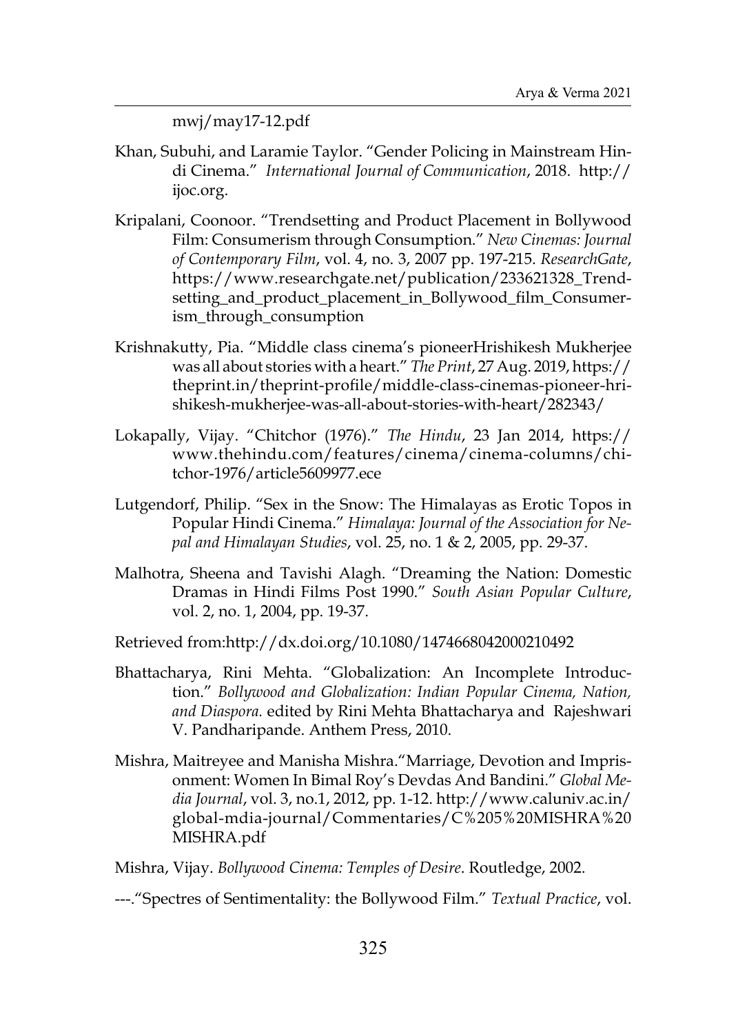mwj/may17-12.pdf

Khan, Subuhi, and Laramie Taylor. "Gender Policing in Mainstream Hindi Cinema." *International Journal of Communication*, 2018. http://ijoc.org.

Kripalani, Coonoor. "Trendsetting and Product Placement in Bollywood Film: Consumerism through Consumption." *New Cinemas: Journal of Contemporary Film*, vol. 4, no. 3, 2007 pp. 197-215. *ResearchGate*, https://www.researchgate.net/publication/233621328_Trendsetting_and_product_placement_in_Bollywood_film_Consumerism_through_consumption

Krishnakutty, Pia. "Middle class cinema's pioneerHrishikesh Mukherjee was all about stories with a heart." *The Print*, 27 Aug. 2019, https://theprint.in/theprint-profile/middle-class-cinemas-pioneer-hrishikesh-mukherjee-was-all-about-stories-with-heart/282343/

Lokapally, Vijay. "Chitchor (1976)." *The Hindu*, 23 Jan 2014, https://www.thehindu.com/features/cinema/cinema-columns/chitchor-1976/article5609977.ece

Lutgendorf, Philip. "Sex in the Snow: The Himalayas as Erotic Topos in Popular Hindi Cinema." *Himalaya: Journal of the Association for Nepal and Himalayan Studies*, vol. 25, no. 1 & 2, 2005, pp. 29-37.

Malhotra, Sheena and Tavishi Alagh. "Dreaming the Nation: Domestic Dramas in Hindi Films Post 1990." *South Asian Popular Culture*, vol. 2, no. 1, 2004, pp. 19-37.

Retrieved from:http://dx.doi.org/10.1080/1474668042000210492

Bhattacharya, Rini Mehta. "Globalization: An Incomplete Introduction." *Bollywood and Globalization: Indian Popular Cinema, Nation, and Diaspora.* edited by Rini Mehta Bhattacharya and Rajeshwari V. Pandharipande. Anthem Press, 2010.

Mishra, Maitreyee and Manisha Mishra."Marriage, Devotion and Imprisonment: Women In Bimal Roy's Devdas And Bandini." *Global Media Journal*, vol. 3, no.1, 2012, pp. 1-12. http://www.caluniv.ac.in/global-mdia-journal/Commentaries/C%205%20MISHRA%20MISHRA.pdf

Mishra, Vijay. *Bollywood Cinema: Temples of Desire*. Routledge, 2002.

---."Spectres of Sentimentality: the Bollywood Film." *Textual Practice*, vol.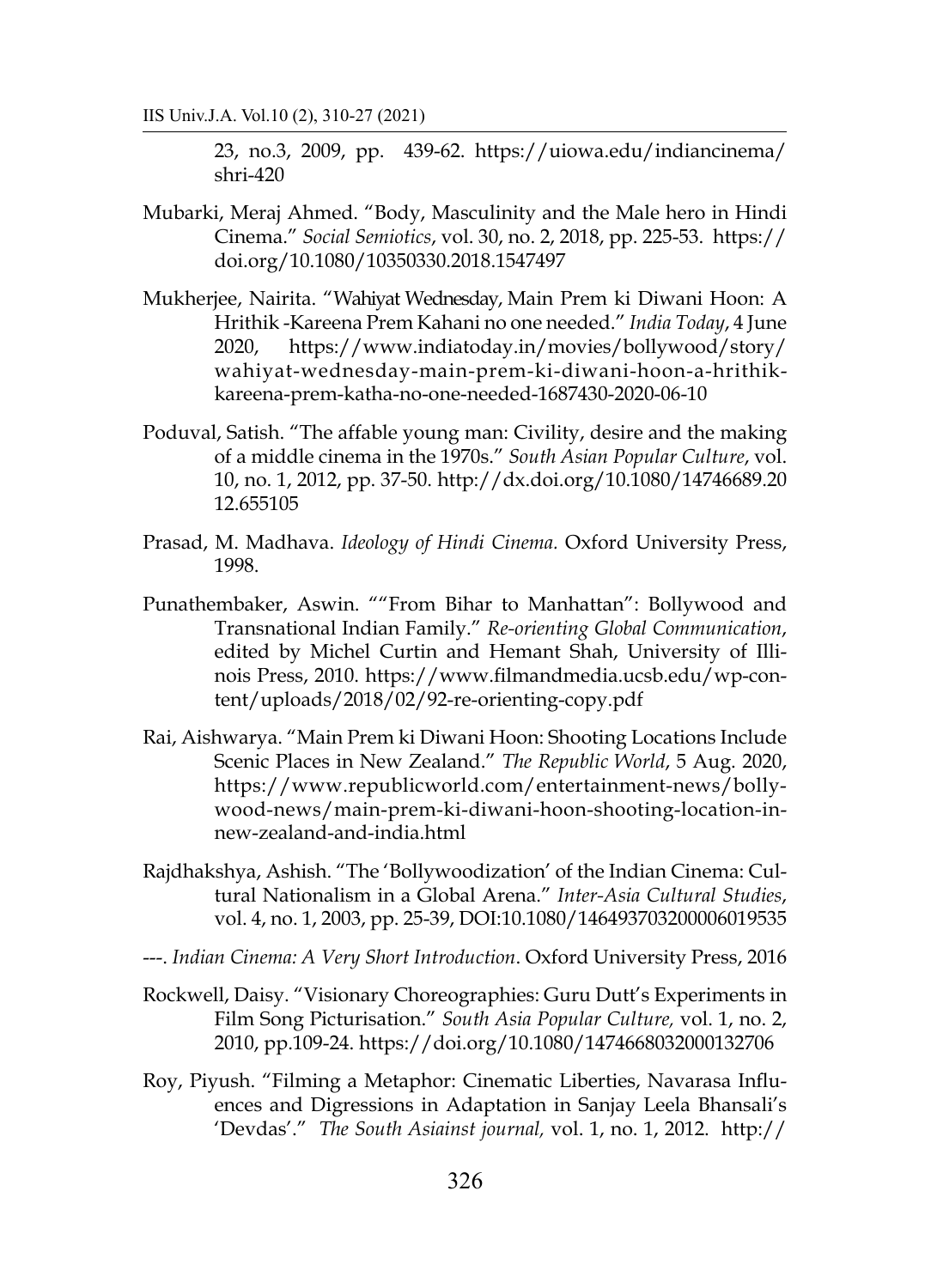23, no.3, 2009, pp. 439-62. https://uiowa.edu/indiancinema/shri-420

Mubarki, Meraj Ahmed. "Body, Masculinity and the Male hero in Hindi Cinema." *Social Semiotics*, vol. 30, no. 2, 2018, pp. 225-53. https://doi.org/10.1080/10350330.2018.1547497

Mukherjee, Nairita. "Wahiyat Wednesday, Main Prem ki Diwani Hoon: A Hrithik -Kareena Prem Kahani no one needed." *India Today*, 4 June 2020, https://www.indiatoday.in/movies/bollywood/story/wahiyat-wednesday-main-prem-ki-diwani-hoon-a-hrithik-kareena-prem-katha-no-one-needed-1687430-2020-06-10

Poduval, Satish. "The affable young man: Civility, desire and the making of a middle cinema in the 1970s." *South Asian Popular Culture*, vol. 10, no. 1, 2012, pp. 37-50. http://dx.doi.org/10.1080/14746689.2012.655105

Prasad, M. Madhava. *Ideology of Hindi Cinema.* Oxford University Press, 1998.

Punathembaker, Aswin. ""From Bihar to Manhattan": Bollywood and Transnational Indian Family." *Re-orienting Global Communication*, edited by Michel Curtin and Hemant Shah, University of Illinois Press, 2010. https://www.filmandmedia.ucsb.edu/wp-content/uploads/2018/02/92-re-orienting-copy.pdf

Rai, Aishwarya. "Main Prem ki Diwani Hoon: Shooting Locations Include Scenic Places in New Zealand." *The Republic World*, 5 Aug. 2020, https://www.republicworld.com/entertainment-news/bollywood-news/main-prem-ki-diwani-hoon-shooting-location-in-new-zealand-and-india.html

Rajdhakshya, Ashish. "The 'Bollywoodization' of the Indian Cinema: Cultural Nationalism in a Global Arena." *Inter-Asia Cultural Studies*, vol. 4, no. 1, 2003, pp. 25-39, DOI:10.1080/1464937032000060195 35

---. *Indian Cinema: A Very Short Introduction*. Oxford University Press, 2016

Rockwell, Daisy. "Visionary Choreographies: Guru Dutt's Experiments in Film Song Picturisation." *South Asia Popular Culture,* vol. 1, no. 2, 2010, pp.109-24. https://doi.org/10.1080/1474668032000132706

Roy, Piyush. "Filming a Metaphor: Cinematic Liberties, Navarasa Influences and Digressions in Adaptation in Sanjay Leela Bhansali's 'Devdas'." *The South Asiainst journal,* vol. 1, no. 1, 2012. http://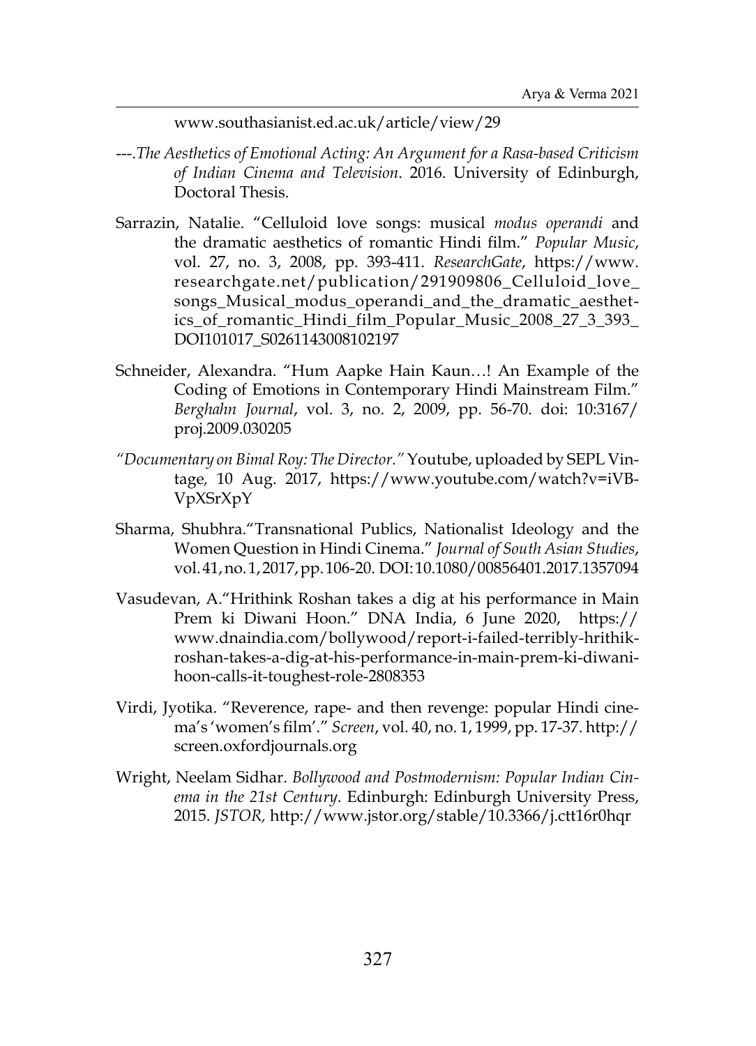www.southasianist.ed.ac.uk/article/view/29

---.*The Aesthetics of Emotional Acting: An Argument for a Rasa-based Criticism of Indian Cinema and Television*. 2016. University of Edinburgh, Doctoral Thesis.

Sarrazin, Natalie. "Celluloid love songs: musical *modus operandi* and the dramatic aesthetics of romantic Hindi film." *Popular Music*, vol. 27, no. 3, 2008, pp. 393-411. *ResearchGate*, https://www.researchgate.net/publication/291909806_Celluloid_love_songs_Musical_modus_operandi_and_the_dramatic_aesthetics_of_romantic_Hindi_film_Popular_Music_2008_27_3_393_DOI101017_S0261143008102197

Schneider, Alexandra. "Hum Aapke Hain Kaun…! An Example of the Coding of Emotions in Contemporary Hindi Mainstream Film." *Berghahn Journal*, vol. 3, no. 2, 2009, pp. 56-70. doi: 10:3167/proj.2009.030205

*"Documentary on Bimal Roy: The Director."* Youtube, uploaded by SEPL Vintage, 10 Aug. 2017, https://www.youtube.com/watch?v=iVB-VpXSrXpY

Sharma, Shubhra."Transnational Publics, Nationalist Ideology and the Women Question in Hindi Cinema." *Journal of South Asian Studies*, vol. 41, no. 1, 2017, pp. 106-20. DOI: 10.1080/00856401.2017.1357094

Vasudevan, A."Hrithink Roshan takes a dig at his performance in Main Prem ki Diwani Hoon." DNA India, 6 June 2020, https://www.dnaindia.com/bollywood/report-i-failed-terribly-hrithik-roshan-takes-a-dig-at-his-performance-in-main-prem-ki-diwani-hoon-calls-it-toughest-role-2808353

Virdi, Jyotika. "Reverence, rape- and then revenge: popular Hindi cinema's 'women's film'." *Screen*, vol. 40, no. 1, 1999, pp. 17-37. http://screen.oxfordjournals.org

Wright, Neelam Sidhar. *Bollywood and Postmodernism: Popular Indian Cinema in the 21st Century*. Edinburgh: Edinburgh University Press, 2015. *JSTOR,* http://www.jstor.org/stable/10.3366/j.ctt16r0hqr